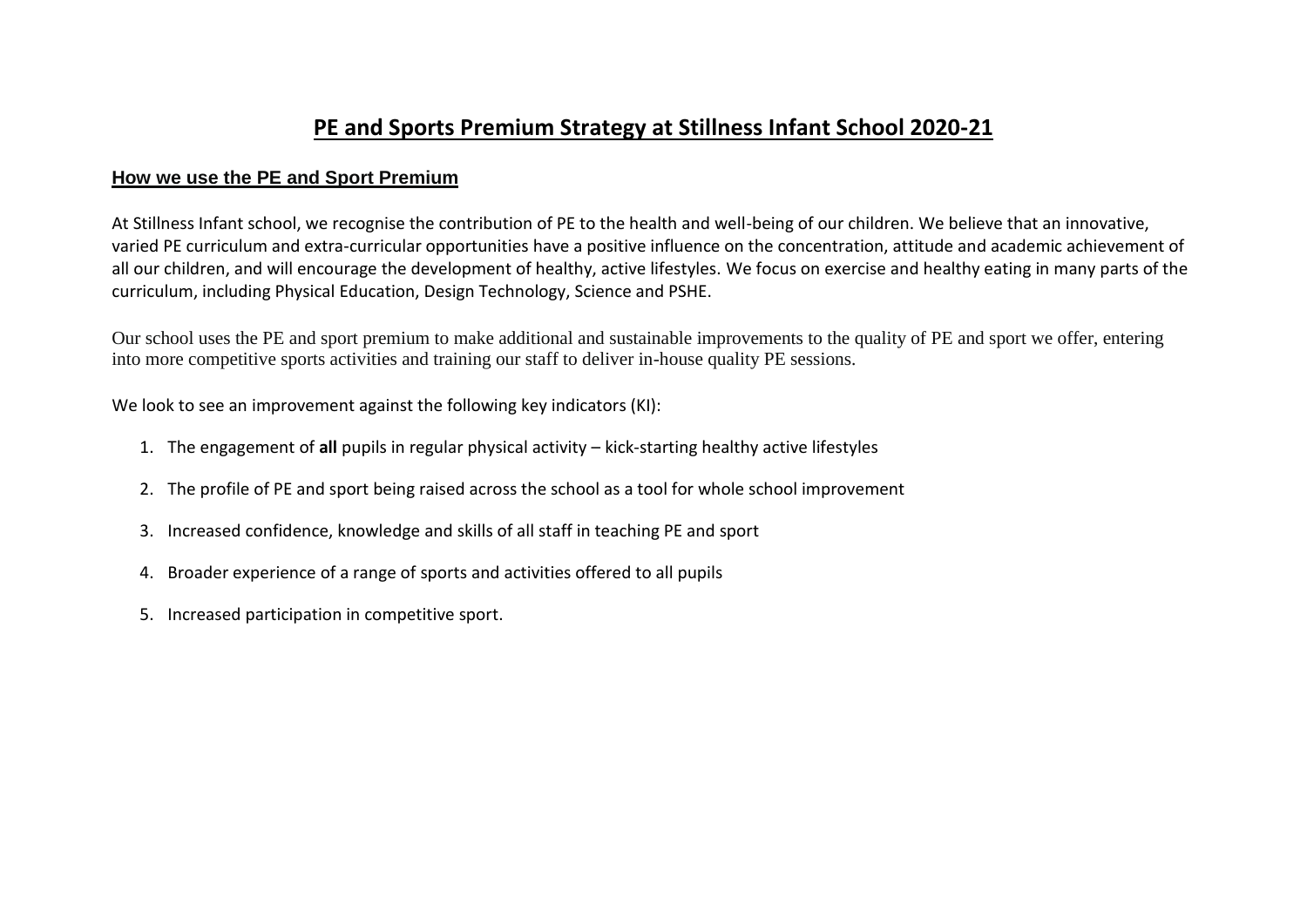# PE and Sports Premium Strategy at Stillness Infant School 2020-21

## How we use the PE and Sport Premium

At Stillness Infant school, we recognise the contribution of PE to the health and well-being of our children. We believe that an innovative, varied PE curriculum and extra-curricular opportunities have a positive influence on the concentration, attitude and academic achievement of all our children, and will encourage the development of healthy, active lifestyles. We focus on exercise and healthy eating in many parts of the curriculum, including Physical Education, Design Technology, Science and PSHE.

Our school uses the PE and sport premium to make additional and sustainable improvements to the quality of PE and sport we offer, entering into more competitive sports activities and training our staff to deliver in-house quality PE sessions.

We look to see an improvement against the following key indicators (KI):

1. The engagement of **all** pupils in regular physical activity – kick-starting healthy active lifestyles
2. The profile of PE and sport being raised across the school as a tool for whole school improvement
3. Increased confidence, knowledge and skills of all staff in teaching PE and sport
4. Broader experience of a range of sports and activities offered to all pupils
5. Increased participation in competitive sport.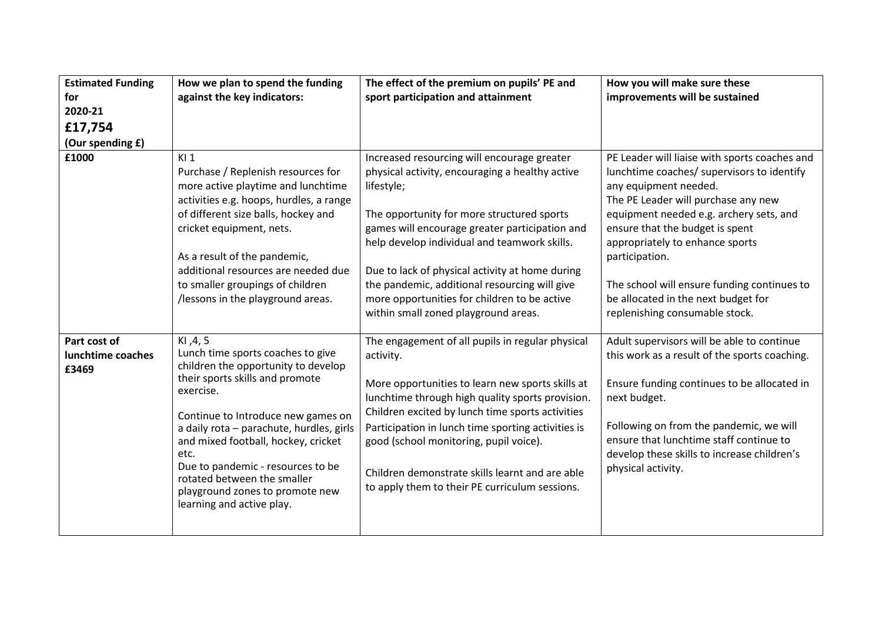| **Estimated Funding for 2020-21 £17,754 (Our spending £)** | **How we plan to spend the funding against the key indicators:** | **The effect of the premium on pupils' PE and sport participation and attainment** | **How you will make sure these improvements will be sustained** |
|---|---|---|---|
| **£1000** | KI 1<br>Purchase / Replenish resources for more active playtime and lunchtime activities e.g. hoops, hurdles, a range of different size balls, hockey and cricket equipment, nets.<br><br>As a result of the pandemic, additional resources are needed due to smaller groupings of children /lessons in the playground areas. | Increased resourcing will encourage greater physical activity, encouraging a healthy active lifestyle;<br><br>The opportunity for more structured sports games will encourage greater participation and help develop individual and teamwork skills.<br><br>Due to lack of physical activity at home during the pandemic, additional resourcing will give more opportunities for children to be active within small zoned playground areas. | PE Leader will liaise with sports coaches and lunchtime coaches/ supervisors to identify any equipment needed.<br>The PE Leader will purchase any new equipment needed e.g. archery sets, and ensure that the budget is spent appropriately to enhance sports participation.<br><br>The school will ensure funding continues to be allocated in the next budget for replenishing consumable stock. |
| **Part cost of lunchtime coaches £3469** | KI ,4, 5<br>Lunch time sports coaches to give children the opportunity to develop their sports skills and promote exercise.<br><br>Continue to Introduce new games on a daily rota – parachute, hurdles, girls and mixed football, hockey, cricket etc.<br>Due to pandemic - resources to be rotated between the smaller playground zones to promote new learning and active play. | The engagement of all pupils in regular physical activity.<br><br>More opportunities to learn new sports skills at lunchtime through high quality sports provision.<br>Children excited by lunch time sports activities<br>Participation in lunch time sporting activities is good (school monitoring, pupil voice).<br><br>Children demonstrate skills learnt and are able to apply them to their PE curriculum sessions. | Adult supervisors will be able to continue this work as a result of the sports coaching.<br><br>Ensure funding continues to be allocated in next budget.<br><br>Following on from the pandemic, we will ensure that lunchtime staff continue to develop these skills to increase children's physical activity. |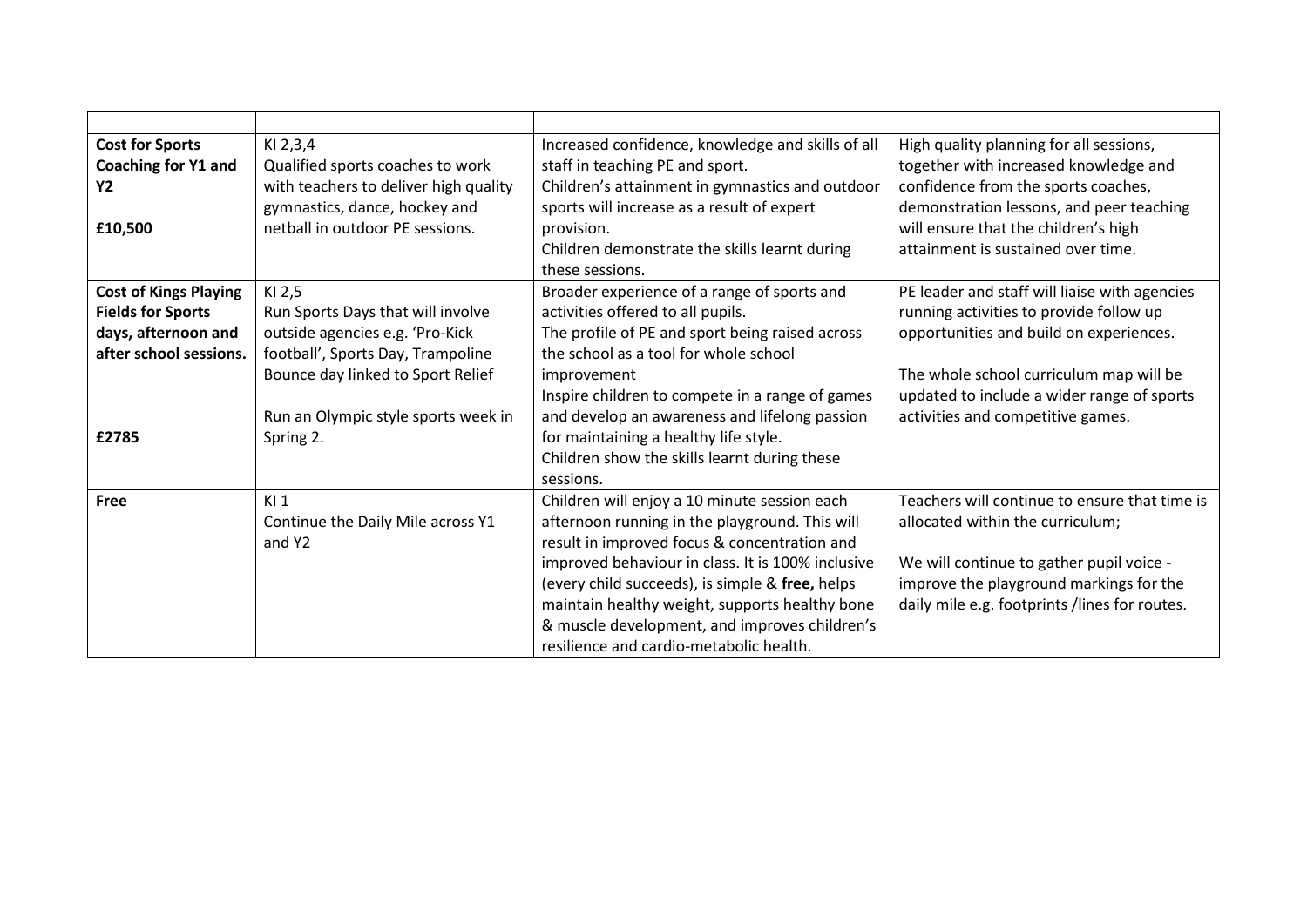| | | | |
|---|---|---|---|
| **Cost for Sports Coaching for Y1 and Y2**<br><br>**£10,500** | KI 2,3,4<br>Qualified sports coaches to work with teachers to deliver high quality gymnastics, dance, hockey and netball in outdoor PE sessions. | Increased confidence, knowledge and skills of all staff in teaching PE and sport.<br>Children's attainment in gymnastics and outdoor sports will increase as a result of expert provision.<br>Children demonstrate the skills learnt during these sessions. | High quality planning for all sessions, together with increased knowledge and confidence from the sports coaches, demonstration lessons, and peer teaching will ensure that the children's high attainment is sustained over time. |
| **Cost of Kings Playing Fields for Sports days, afternoon and after school sessions.**<br><br>**£2785** | KI 2,5<br>Run Sports Days that will involve outside agencies e.g. 'Pro-Kick football', Sports Day, Trampoline Bounce day linked to Sport Relief<br><br>Run an Olympic style sports week in Spring 2. | Broader experience of a range of sports and activities offered to all pupils.<br>The profile of PE and sport being raised across the school as a tool for whole school improvement<br>Inspire children to compete in a range of games and develop an awareness and lifelong passion for maintaining a healthy life style.<br>Children show the skills learnt during these sessions. | PE leader and staff will liaise with agencies running activities to provide follow up opportunities and build on experiences.<br><br>The whole school curriculum map will be updated to include a wider range of sports activities and competitive games. |
| **Free** | KI 1<br>Continue the Daily Mile across Y1 and Y2 | Children will enjoy a 10 minute session each afternoon running in the playground. This will result in improved focus & concentration and improved behaviour in class. It is 100% inclusive (every child succeeds), is simple & **free,** helps maintain healthy weight, supports healthy bone & muscle development, and improves children's resilience and cardio-metabolic health. | Teachers will continue to ensure that time is allocated within the curriculum;<br><br>We will continue to gather pupil voice - improve the playground markings for the daily mile e.g. footprints /lines for routes. |